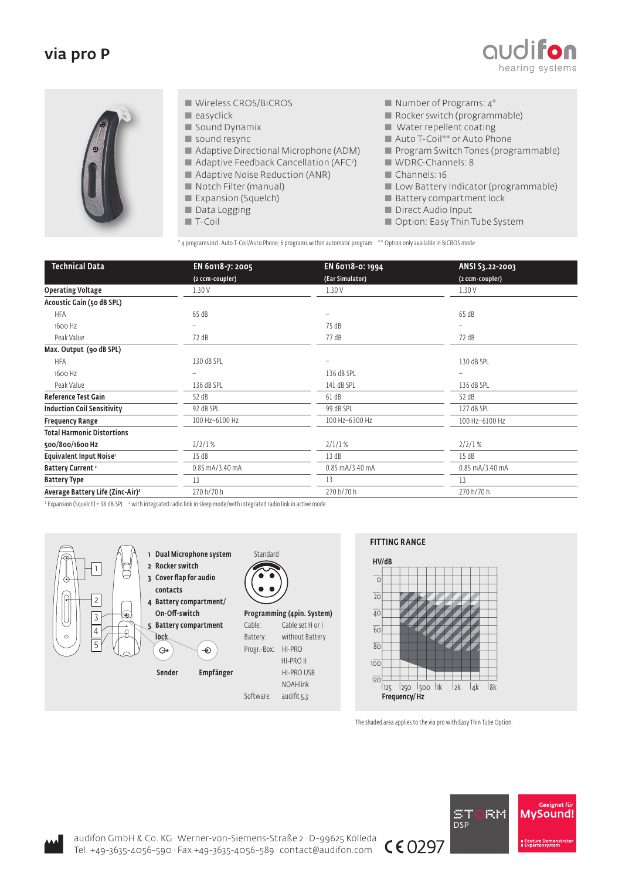# via pro P

audifon hearing systems

- Wireless CROS/BiCROS
- easyclick
- Sound Dynamix
- sound resync
- Adaptive Directional Microphone (ADM)
- Adaptive Feedback Cancellation (AFC²)
- Adaptive Noise Reduction (ANR)
- Notch Filter (manual)
- Expansion (Squelch)
- Data Logging
- T-Coil
- Number of Programs: 4*
- Rocker switch (programmable)
- Water repellent coating
- Auto T-Coil** or Auto Phone
- Program Switch Tones (programmable)
- WDRC-Channels: 8
- Channels: 16
- Low Battery Indicator (programmable)
- Battery compartment lock
- Direct Audio Input
- Option: Easy Thin Tube System

* 4 programs incl. Auto T-Coil/Auto Phone; 6 programs within automatic program ** Option only available in BiCROS mode

| Technical Data | EN 60118-7: 2005 (2 ccm-coupler) | EN 60118-0: 1994 (Ear Simulator) | ANSI S3.22-2003 (2 ccm-coupler) |
|---|---|---|---|
| **Operating Voltage** | 1.30 V | 1.30 V | 1.30 V |
| **Acoustic Gain (50 dB SPL)** | | | |
| HFA | 65 dB | – | 65 dB |
| 1600 Hz | – | 75 dB | – |
| Peak Value | 72 dB | 77 dB | 72 dB |
| **Max. Output (90 dB SPL)** | | | |
| HFA | 130 dB SPL | – | 130 dB SPL |
| 1600 Hz | – | 136 dB SPL | – |
| Peak Value | 136 dB SPL | 141 dB SPL | 136 dB SPL |
| **Reference Test Gain** | 52 dB | 61 dB | 52 dB |
| **Induction Coil Sensitivity** | 92 dB SPL | 99 dB SPL | 127 dB SPL |
| **Frequency Range** | 100 Hz–6100 Hz | 100 Hz–6300 Hz | 100 Hz–6100 Hz |
| **Total Harmonic Distortions 500/800/1600 Hz** | 2/2/1 % | 2/1/1 % | 2/2/1 % |
| **Equivalent Input Noise**[1] | 15 dB | 13 dB | 15 dB |
| **Battery Current**[2] | 0.85 mA/3.40 mA | 0.85 mA/3.40 mA | 0.85 mA/3.40 mA |
| **Battery Type** | 13 | 13 | 13 |
| **Average Battery Life (Zinc-Air)**[2] | 270 h/70 h | 270 h/70 h | 270 h/70 h |

[1] Expansion (Squelch) = 38 dB SPL [2] with integrated radio link in sleep mode/with integrated radio link in active mode

1. **Dual Microphone system**
2. **Rocker switch**
3. **Cover flap for audio contacts**
4. **Battery compartment/ On-Off-switch**
5. **Battery compartment lock**

**Sender** **Empfänger**

Standard

**Programming (4pin. System)**

Cable: Cable set H or I
Battery: without Battery
Progr.-Box: HI-PRO, HI-PRO II, HI-PRO USB, NOAHlink
Software: audifit 5.3

## FITTING RANGE

HV/dB: 0, 20, 40, 60, 80, 100, 120

Frequency/Hz: 125, 250, 500, 1k, 2k, 4k, 8k

The shaded area applies to the via pro with Easy Thin Tube Option.

audifon GmbH & Co. KG · Werner-von-Siemens-Straße 2 · D-99625 Kölleda
Tel. +49-3635-4056-590 · Fax +49-3635-4056-589 · contact@audifon.com

CE 0297

STORM DSP

Geeignet für MySound! Feature Demonstrator Expertensystem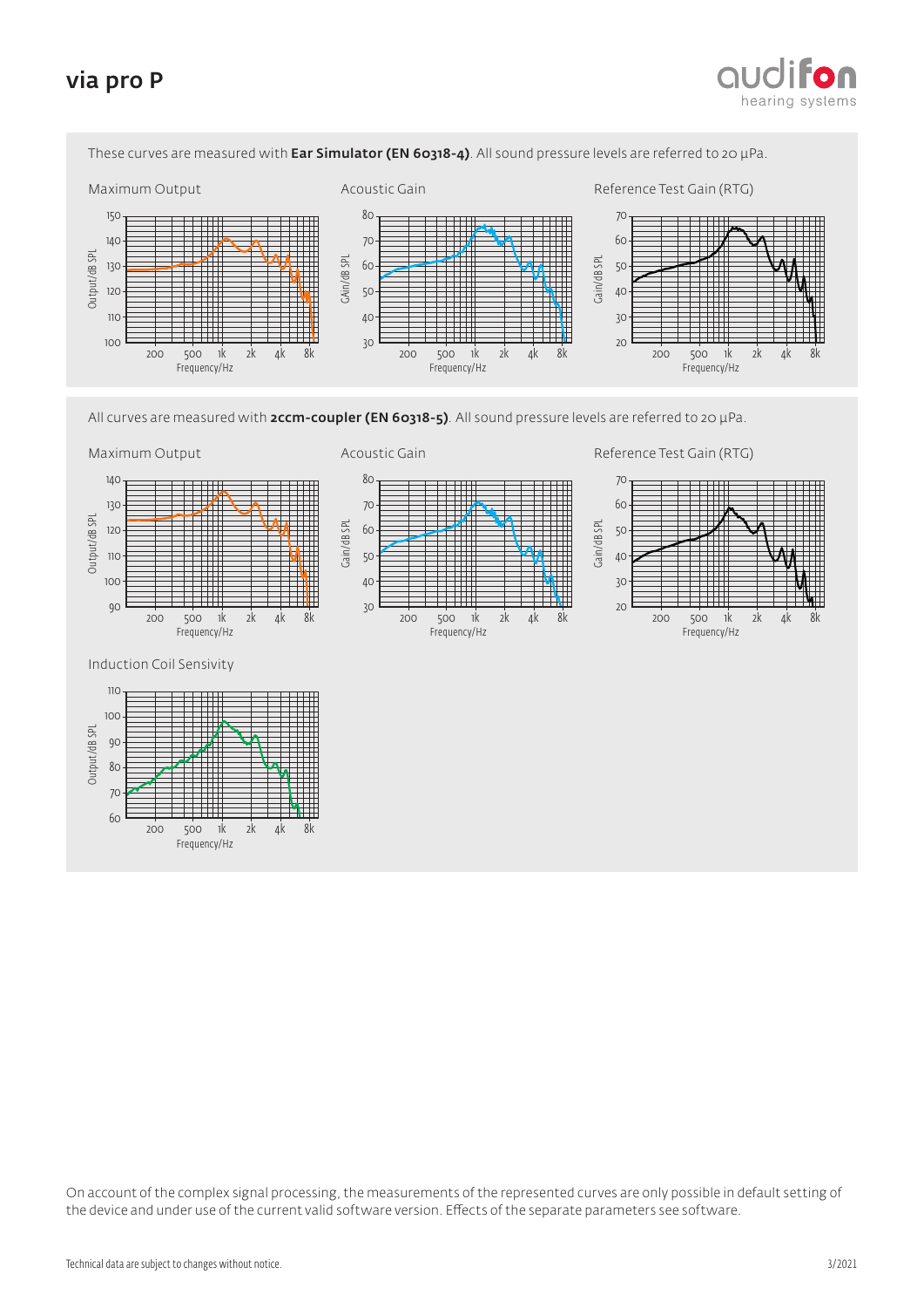# via pro P

audifon
hearing systems

These curves are measured with **Ear Simulator (EN 60318-4)**. All sound pressure levels are referred to 20 µPa.

Maximum Output

Output/dB SPL
150
140
130
120
110
100
200 500 1k 2k 4k 8k
Frequency/Hz

Acoustic Gain

GAin/dB SPL
80
70
60
50
40
30
200 500 1k 2k 4k 8k
Frequency/Hz

Reference Test Gain (RTG)

Gain/dB SPL
70
60
50
40
30
20
200 500 1k 2k 4k 8k
Frequency/Hz

All curves are measured with **2ccm-coupler (EN 60318-5)**. All sound pressure levels are referred to 20 µPa.

Maximum Output

Output/dB SPL
140
130
120
110
100
90
200 500 1k 2k 4k 8k
Frequency/Hz

Acoustic Gain

Gain/dB SPL
80
70
60
50
40
30
200 500 1k 2k 4k 8k
Frequency/Hz

Reference Test Gain (RTG)

Gain/dB SPL
70
60
50
40
30
20
200 500 1k 2k 4k 8k
Frequency/Hz

Induction Coil Sensivity

Output/dB SPL
110
100
90
80
70
60
200 500 1k 2k 4k 8k
Frequency/Hz

On account of the complex signal processing, the measurements of the represented curves are only possible in default setting of the device and under use of the current valid software version. Effects of the separate parameters see software.

Technical data are subject to changes without notice.

3/2021